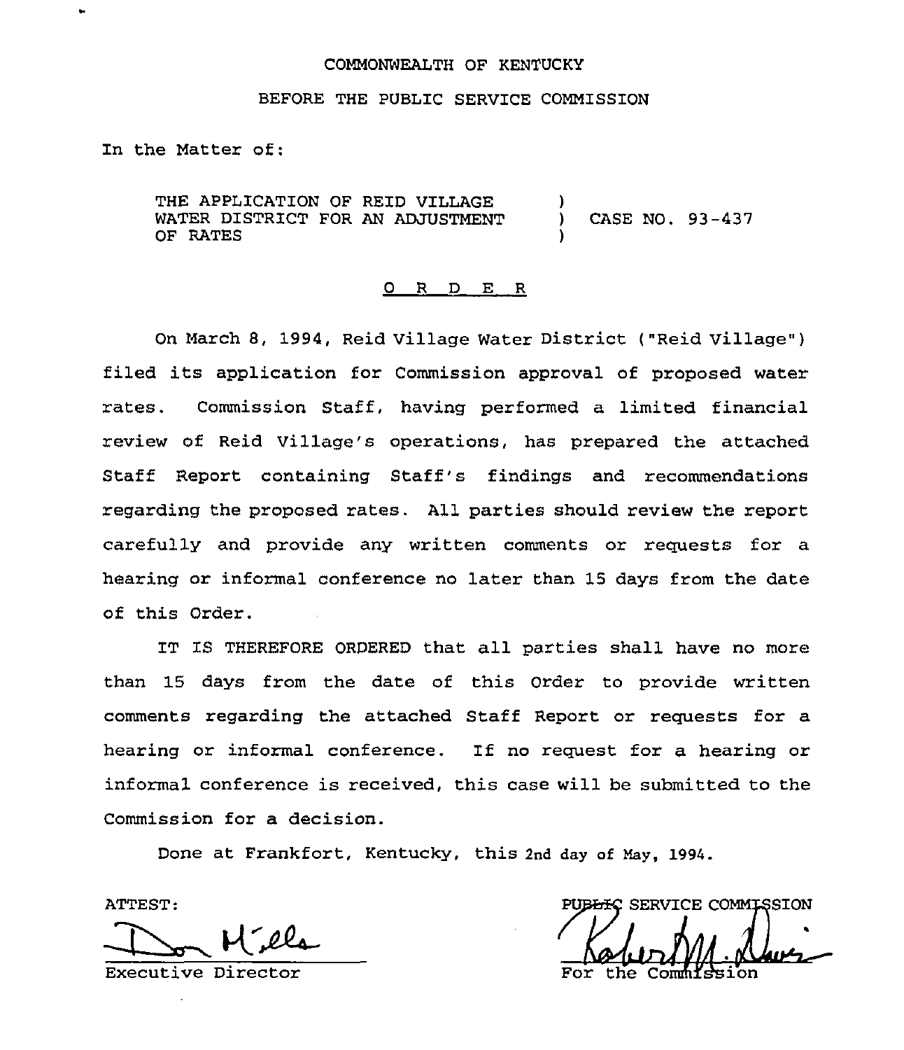COMMONWEALTH OF KENTUCKY

BEFORE THE PUBLIC SERVICE COMMISSION

In the Matter of:

THE APPLICATION OF REID VILLAGE WATER DISTRICT FOR AN ADJUSTMENT OF RATES ) CASE NO. 93-437

## O R D E R

On March 8, 1994, Reid Village Water District ("Reid Village") filed its application for Commission approval of proposed water rates. Commission Staff, having performed a limited financial review of Reid Village's operations, has prepared the attached Staff Report containing Staff's findings and recommendations regarding the proposed rates. All parties should review the report carefully and provide any written comments or requests for a hearing or informal conference no later than 15 days from the date of this Order.

IT IS THEREFORE ORDERED that all parties shall have no more than 15 days from the date of this Order to provide written comments regarding the attached Staff Report or requests for a hearing or informal conference. If no request for a hearing or informal conference is received, this case will be submitted to the Commission for a decision.

Done at Frankfort, Kentucky, this 2nd day of May, 1994.

ATTEST:

Executive Director

PUBLIC SERVICE COMMISSION

For the Commission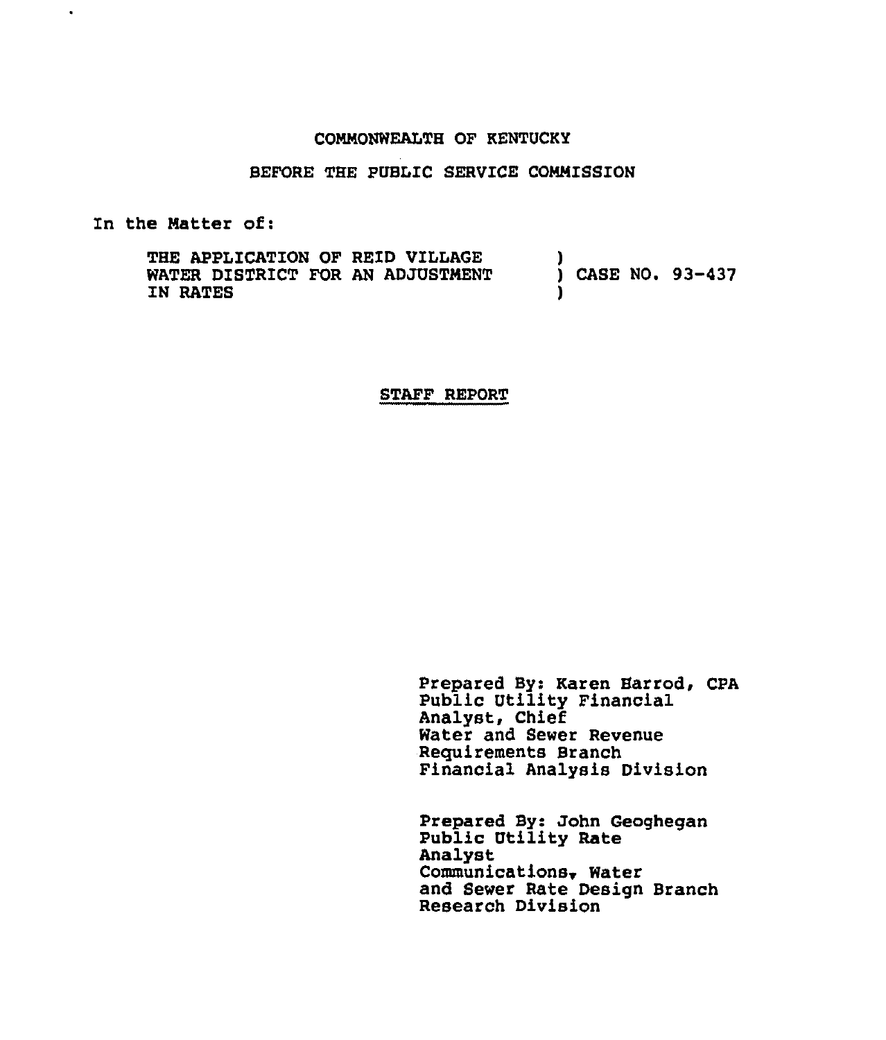COMMONWEALTH OF KENTUCKY

BEFORE THE PUBLIC SERVICE COMMISSION

In the Matter of:

| | | |
|---|---|---|
| THE APPLICATION OF REID VILLAGE WATER DISTRICT FOR AN ADJUSTMENT IN RATES | ) ) ) | CASE NO. 93-437 |

## STAFF REPORT

Prepared By: Karen Harrod, CPA
Public Utility Financial Analyst, Chief
Water and Sewer Revenue Requirements Branch
Financial Analysis Division

Prepared By: John Geoghegan
Public Utility Rate Analyst
Communications, Water and Sewer Rate Design Branch
Research Division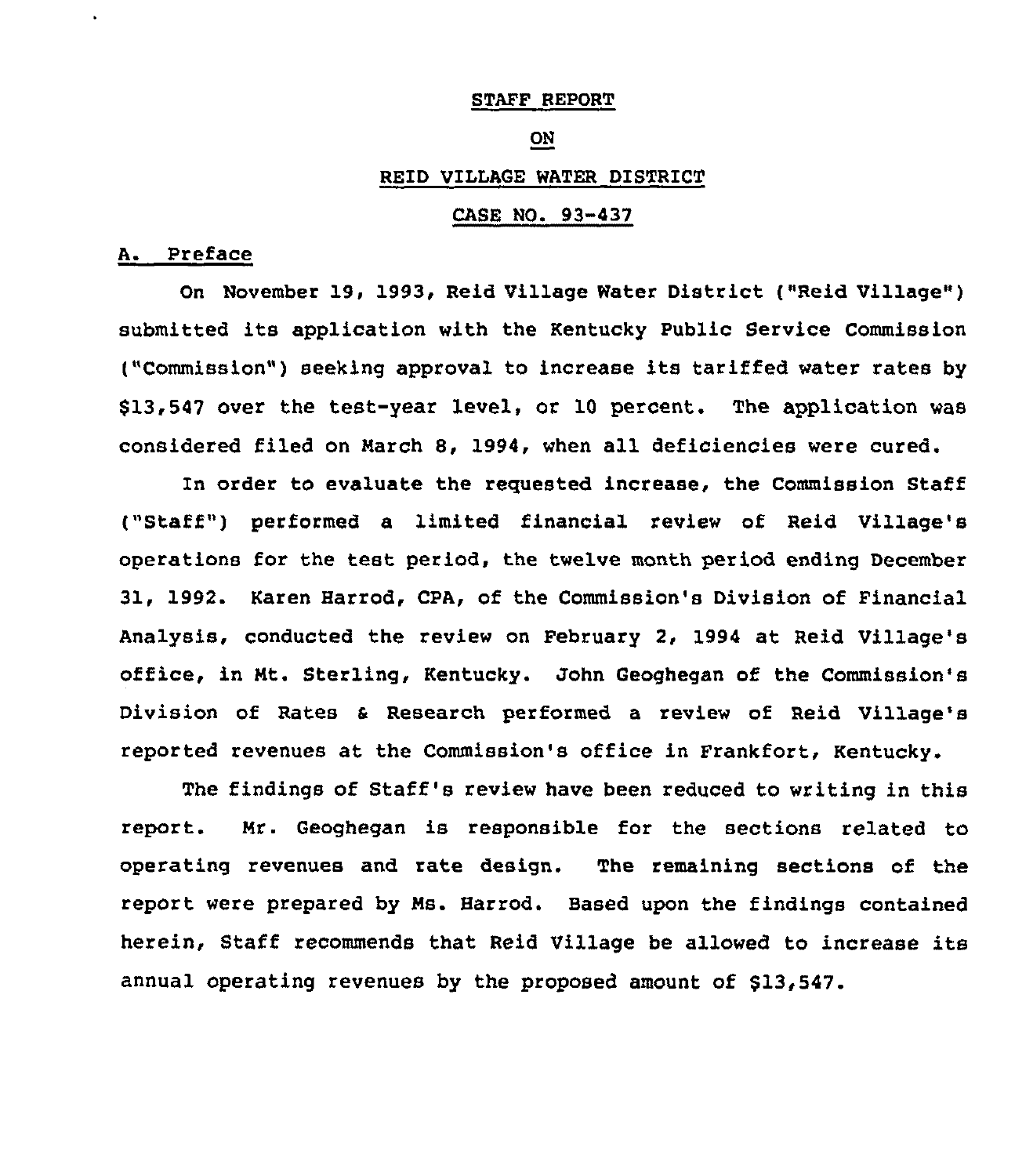# STAFF REPORT

# ON

# REID VILLAGE WATER DISTRICT

# CASE NO. 93-437

## A. Preface

On November 19, 1993, Reid Village Water District ("Reid Village") submitted its application with the Kentucky Public Service Commission ("Commission") seeking approval to increase its tariffed water rates by $13,547 over the test-year level, or 10 percent. The application was considered filed on March 8, 1994, when all deficiencies were cured.

In order to evaluate the requested increase, the Commission Staff ("Staff") performed a limited financial review of Reid Village's operations for the test period, the twelve month period ending December 31, 1992. Karen Harrod, CPA, of the Commission's Division of Financial Analysis, conducted the review on February 2, 1994 at Reid Village's office, in Mt. Sterling, Kentucky. John Geoghegan of the Commission's Division of Rates & Research performed a review of Reid Village's reported revenues at the Commission's office in Frankfort, Kentucky.

The findings of Staff's review have been reduced to writing in this report. Mr. Geoghegan is responsible for the sections related to operating revenues and rate design. The remaining sections of the report were prepared by Ms. Harrod. Based upon the findings contained herein, Staff recommends that Reid Village be allowed to increase its annual operating revenues by the proposed amount of $13,547.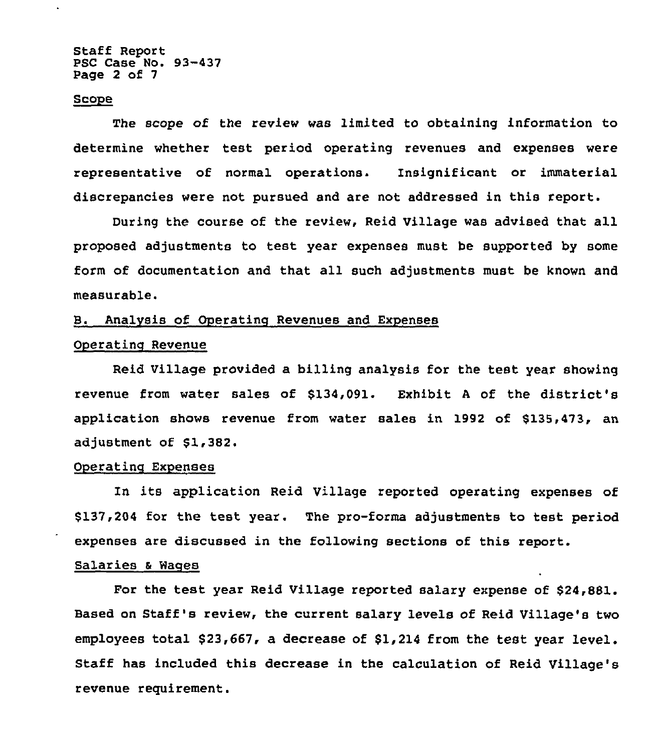### Scope

The scope of the review was limited to obtaining information to determine whether test period operating revenues and expenses were representative of normal operations. Insignificant or immaterial discrepancies were not pursued and are not addressed in this report.

During the course of the review, Reid Village was advised that all proposed adjustments to test year expenses must be supported by some form of documentation and that all such adjustments must be known and measurable.

## B. Analysis of Operating Revenues and Expenses

### Operating Revenue

Reid Village provided a billing analysis for the test year showing revenue from water sales of $134,091. Exhibit A of the district's application shows revenue from water sales in 1992 of $135,473, an adjustment of $1,382.

### Operating Expenses

In its application Reid Village reported operating expenses of $137,204 for the test year. The pro-forma adjustments to test period expenses are discussed in the following sections of this report.

### Salaries & Wages

For the test year Reid Village reported salary expense of $24,881. Based on Staff's review, the current salary levels of Reid Village's two employees total $23,667, a decrease of $1,214 from the test year level. Staff has included this decrease in the calculation of Reid Village's revenue requirement.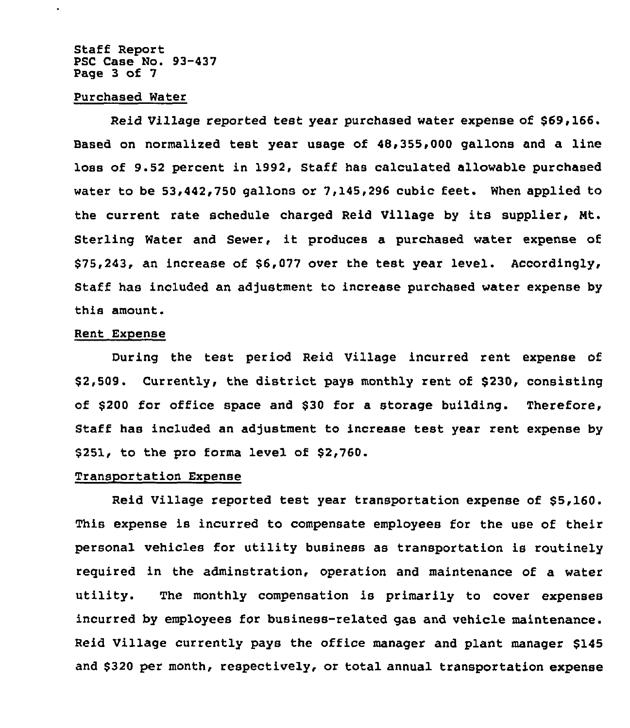### Purchased Water

Reid Village reported test year purchased water expense of $69,166. Based on normalized test year usage of 48,355,000 gallons and a line loss of 9.52 percent in 1992, Staff has calculated allowable purchased water to be 53,442,750 gallons or 7,145,296 cubic feet. When applied to the current rate schedule charged Reid Village by its supplier, Mt. Sterling Water and Sewer, it produces a purchased water expense of $75,243, an increase of $6,077 over the test year level. Accordingly, Staff has included an adjustment to increase purchased water expense by this amount.

### Rent Expense

During the test period Reid Village incurred rent expense of $2,509. Currently, the district pays monthly rent of $230, consisting of $200 for office space and $30 for a storage building. Therefore, Staff has included an adjustment to increase test year rent expense by $251, to the pro forma level of $2,760.

### Transportation Expense

Reid Village reported test year transportation expense of $5,160. This expense is incurred to compensate employees for the use of their personal vehicles for utility business as transportation is routinely required in the adminstration, operation and maintenance of a water utility. The monthly compensation is primarily to cover expenses incurred by employees for business-related gas and vehicle maintenance. Reid Village currently pays the office manager and plant manager $145 and $320 per month, respectively, or total annual transportation expense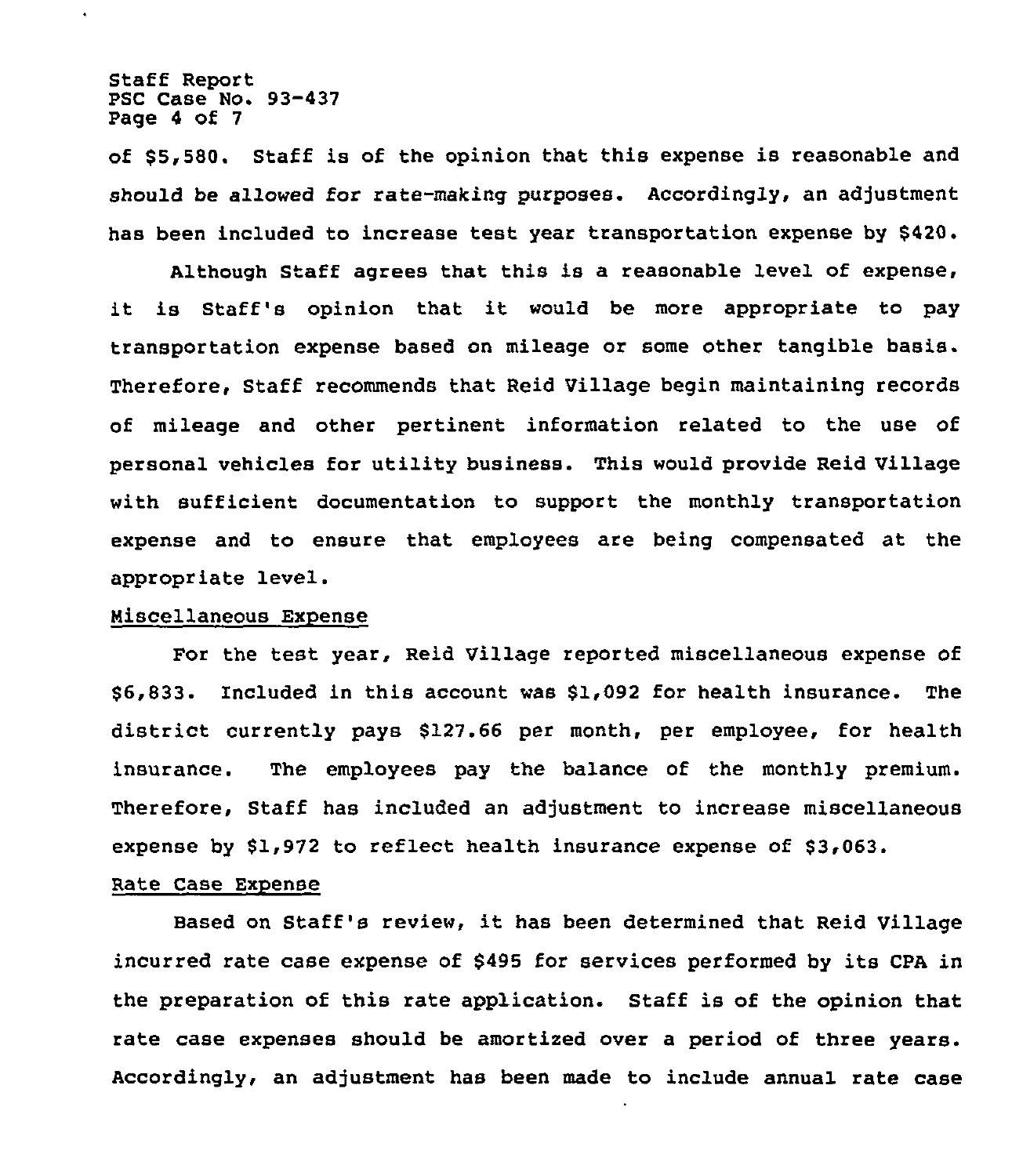of $5,580. Staff is of the opinion that this expense is reasonable and should be allowed for rate-making purposes. Accordingly, an adjustment has been included to increase test year transportation expense by $420.

Although Staff agrees that this is a reasonable level of expense, it is Staff's opinion that it would be more appropriate to pay transportation expense based on mileage or some other tangible basis. Therefore, Staff recommends that Reid Village begin maintaining records of mileage and other pertinent information related to the use of personal vehicles for utility business. This would provide Reid Village with sufficient documentation to support the monthly transportation expense and to ensure that employees are being compensated at the appropriate level.

Miscellaneous Expense

For the test year, Reid Village reported miscellaneous expense of $6,833. Included in this account was $1,092 for health insurance. The district currently pays $127.66 per month, per employee, for health insurance. The employees pay the balance of the monthly premium. Therefore, Staff has included an adjustment to increase miscellaneous expense by $1,972 to reflect health insurance expense of $3,063.

Rate Case Expense

Based on Staff's review, it has been determined that Reid Village incurred rate case expense of $495 for services performed by its CPA in the preparation of this rate application. Staff is of the opinion that rate case expenses should be amortized over a period of three years. Accordingly, an adjustment has been made to include annual rate case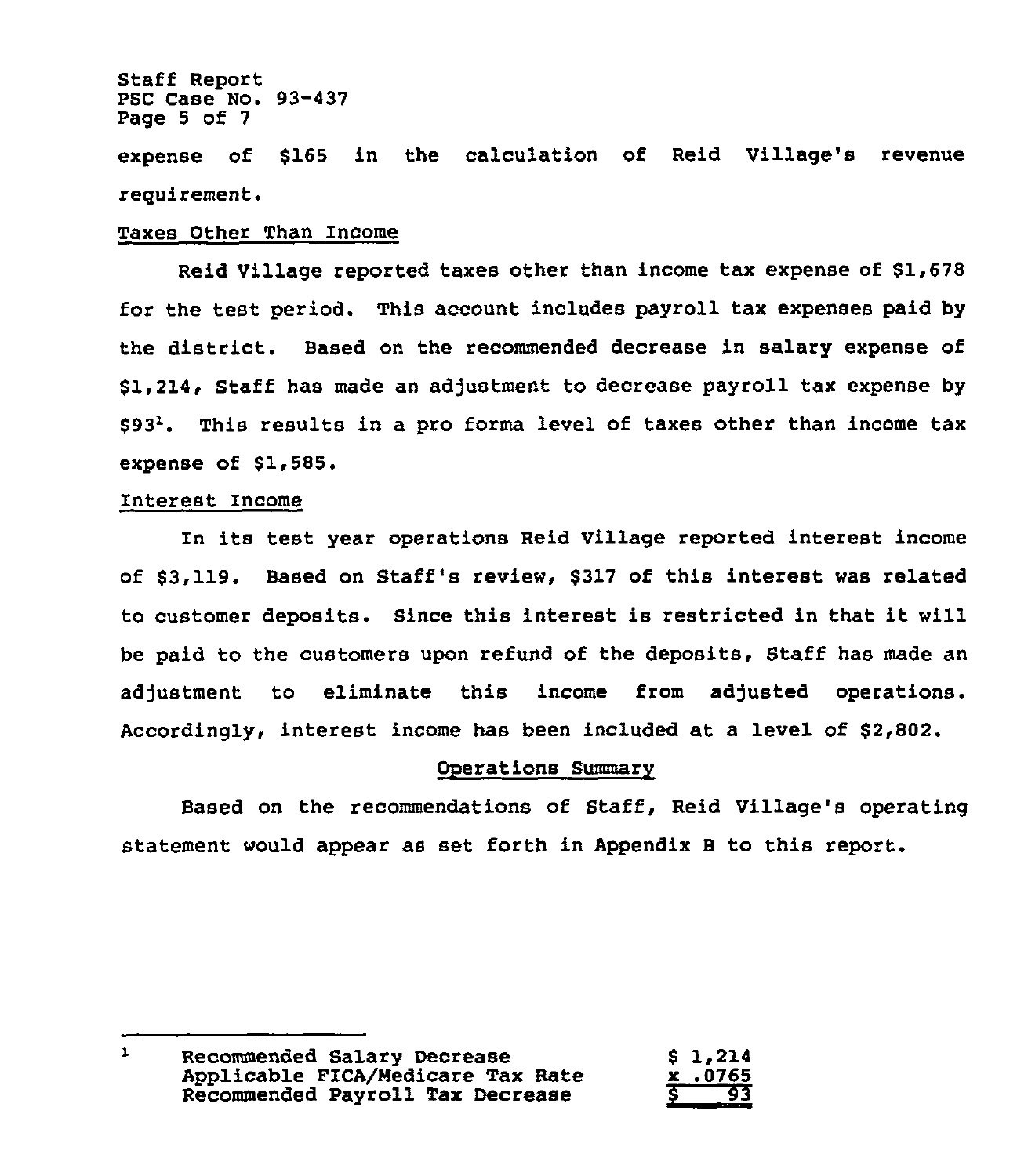expense of $165 in the calculation of Reid Village's revenue requirement.

Taxes Other Than Income

Reid Village reported taxes other than income tax expense of $1,678 for the test period. This account includes payroll tax expenses paid by the district. Based on the recommended decrease in salary expense of $1,214, Staff has made an adjustment to decrease payroll tax expense by $93[1]. This results in a pro forma level of taxes other than income tax expense of $1,585.

Interest Income

In its test year operations Reid Village reported interest income of $3,119. Based on Staff's review, $317 of this interest was related to customer deposits. Since this interest is restricted in that it will be paid to the customers upon refund of the deposits, Staff has made an adjustment to eliminate this income from adjusted operations. Accordingly, interest income has been included at a level of $2,802.

## Operations Summary

Based on the recommendations of Staff, Reid Village's operating statement would appear as set forth in Appendix B to this report.

---

[1]

| | |
|---|---|
| Recommended Salary Decrease | $ 1,214 |
| Applicable FICA/Medicare Tax Rate | x .0765 |
| Recommended Payroll Tax Decrease | $ 93 |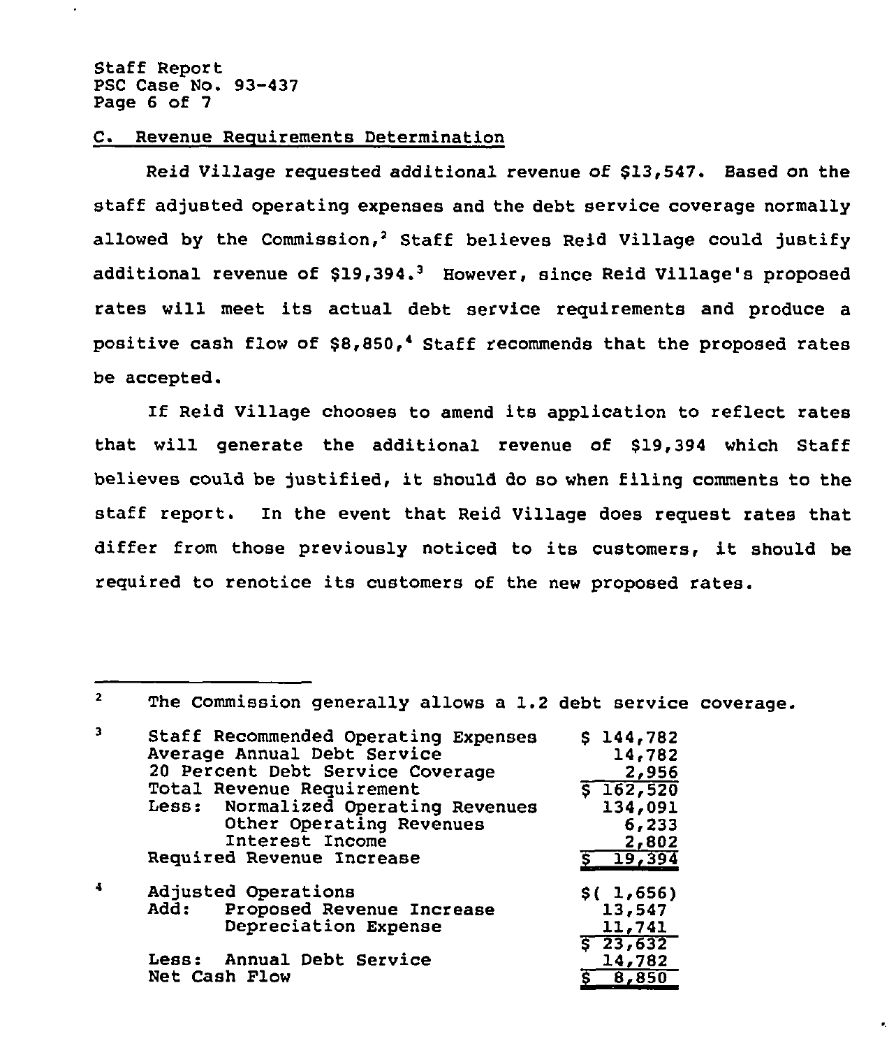## C. Revenue Requirements Determination

Reid Village requested additional revenue of $13,547. Based on the staff adjusted operating expenses and the debt service coverage normally allowed by the Commission,[2] Staff believes Reid Village could justify additional revenue of $19,394.[3] However, since Reid Village's proposed rates will meet its actual debt service requirements and produce a positive cash flow of $8,850,[4] Staff recommends that the proposed rates be accepted.

If Reid Village chooses to amend its application to reflect rates that will generate the additional revenue of $19,394 which Staff believes could be justified, it should do so when filing comments to the staff report. In the event that Reid Village does request rates that differ from those previously noticed to its customers, it should be required to renotice its customers of the new proposed rates.

---

[2] The Commission generally allows a 1.2 debt service coverage.

[3]

| | |
|---|---|
| Staff Recommended Operating Expenses | $ 144,782 |
| Average Annual Debt Service | 14,782 |
| 20 Percent Debt Service Coverage | 2,956 |
| Total Revenue Requirement | $ 162,520 |
| Less: Normalized Operating Revenues | 134,091 |
| Other Operating Revenues | 6,233 |
| Interest Income | 2,802 |
| Required Revenue Increase | $ 19,394 |

[4]

| | |
|---|---|
| Adjusted Operations | $( 1,656) |
| Add: Proposed Revenue Increase | 13,547 |
| Depreciation Expense | 11,741 |
| | $ 23,632 |
| Less: Annual Debt Service | 14,782 |
| Net Cash Flow | $ 8,850 |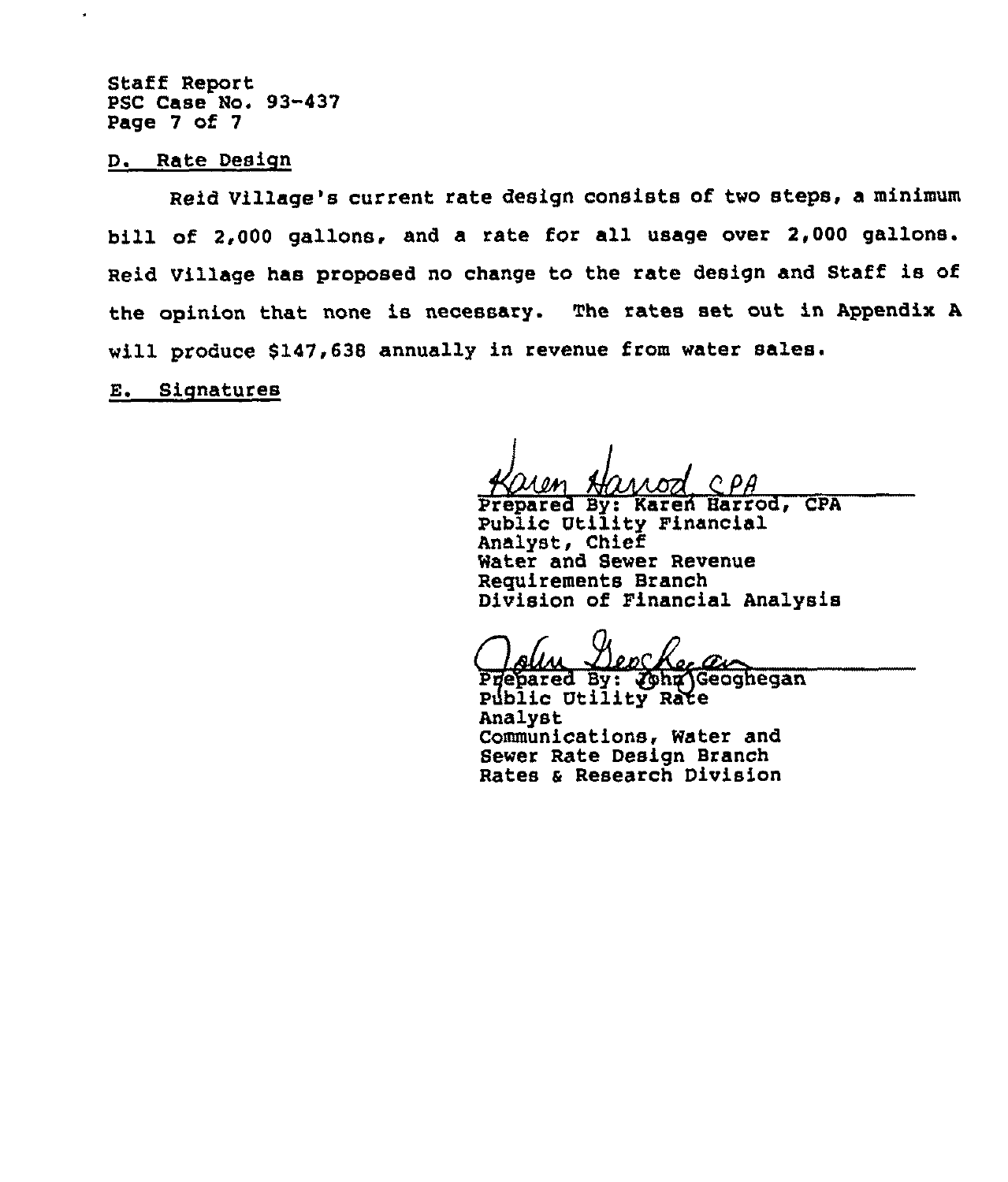### D. Rate Design

Reid Village's current rate design consists of two steps, a minimum bill of 2,000 gallons, and a rate for all usage over 2,000 gallons. Reid Village has proposed no change to the rate design and Staff is of the opinion that none is necessary. The rates set out in Appendix A will produce $147,638 annually in revenue from water sales.

### E. Signatures

Karen Harrod, CPA

Prepared By: Karen Harrod, CPA
Public Utility Financial Analyst, Chief
Water and Sewer Revenue Requirements Branch
Division of Financial Analysis

John Geoghegan

Prepared By: John Geoghegan
Public Utility Rate Analyst
Communications, Water and Sewer Rate Design Branch
Rates & Research Division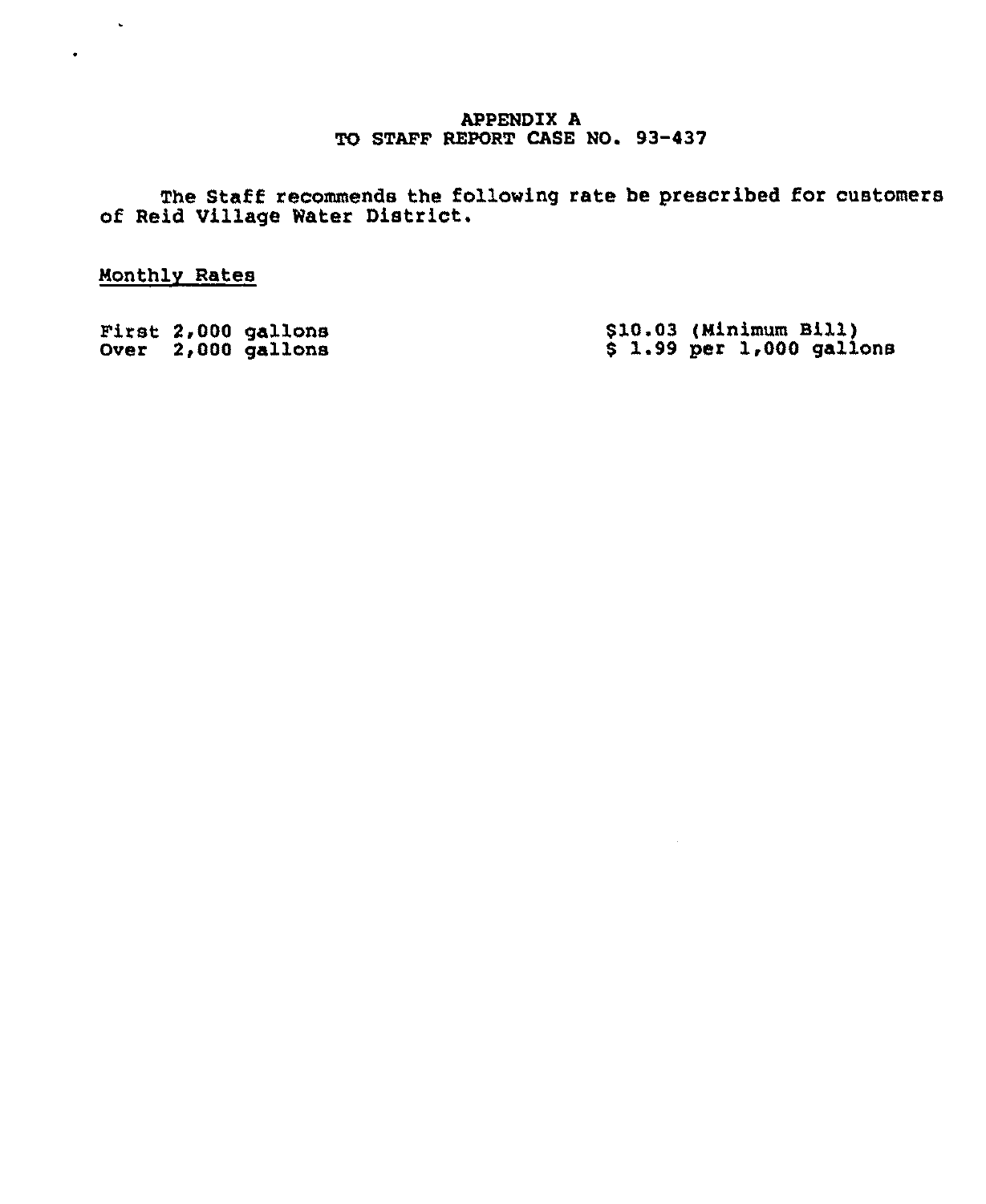# APPENDIX A
## TO STAFF REPORT CASE NO. 93-437

The Staff recommends the following rate be prescribed for customers of Reid Village Water District.

Monthly Rates

| | |
|---|---|
| First 2,000 gallons | $10.03 (Minimum Bill) |
| Over 2,000 gallons | $ 1.99 per 1,000 gallons |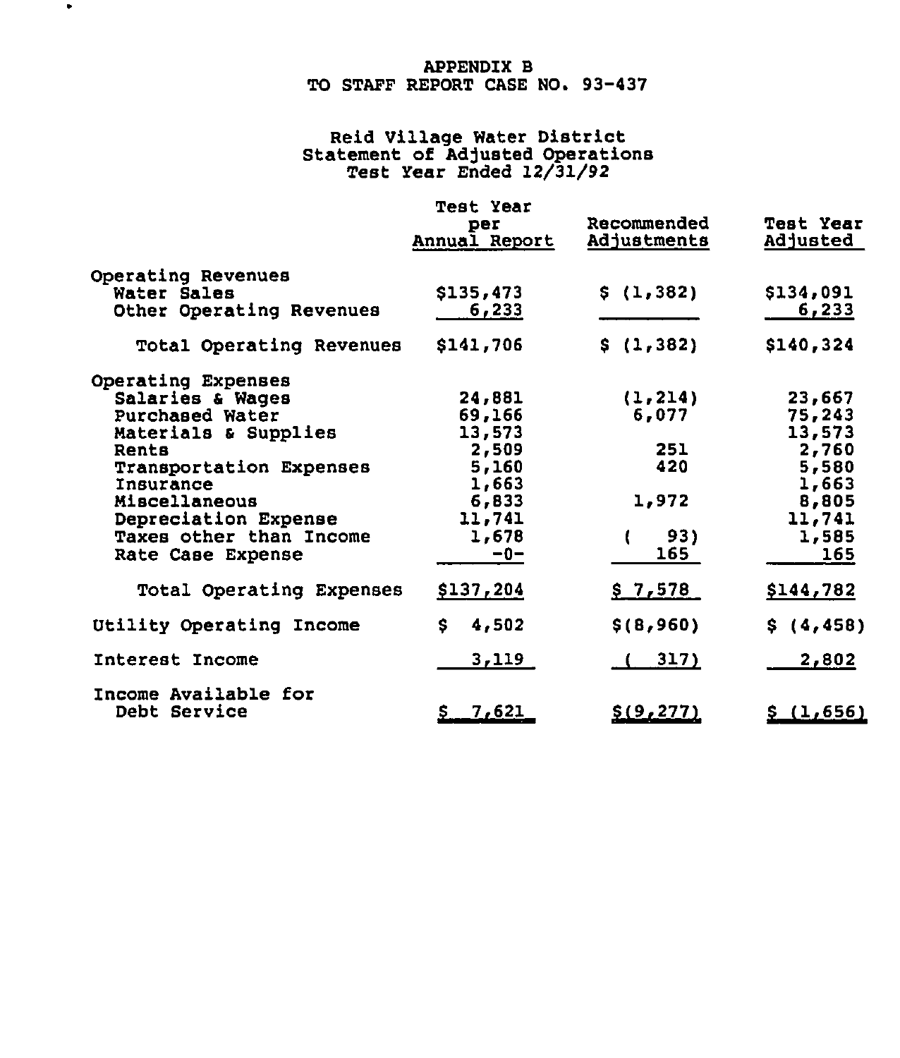APPENDIX B
TO STAFF REPORT CASE NO. 93-437

Reid Village Water District
Statement of Adjusted Operations
Test Year Ended 12/31/92

| | Test Year per Annual Report | Recommended Adjustments | Test Year Adjusted |
|---|---|---|---|
| Operating Revenues | | | |
| Water Sales | $135,473 | $ (1,382) | $134,091 |
| Other Operating Revenues | 6,233 | | 6,233 |
| Total Operating Revenues | $141,706 | $ (1,382) | $140,324 |
| Operating Expenses | | | |
| Salaries & Wages | 24,881 | (1,214) | 23,667 |
| Purchased Water | 69,166 | 6,077 | 75,243 |
| Materials & Supplies | 13,573 | | 13,573 |
| Rents | 2,509 | 251 | 2,760 |
| Transportation Expenses | 5,160 | 420 | 5,580 |
| Insurance | 1,663 | | 1,663 |
| Miscellaneous | 6,833 | 1,972 | 8,805 |
| Depreciation Expense | 11,741 | | 11,741 |
| Taxes other than Income | 1,678 | ( 93) | 1,585 |
| Rate Case Expense | -0- | 165 | 165 |
| Total Operating Expenses | $137,204 | $ 7,578 | $144,782 |
| Utility Operating Income | $ 4,502 | $(8,960) | $ (4,458) |
| Interest Income | 3,119 | ( 317) | 2,802 |
| Income Available for Debt Service | $ 7,621 | $(9,277) | $ (1,656) |